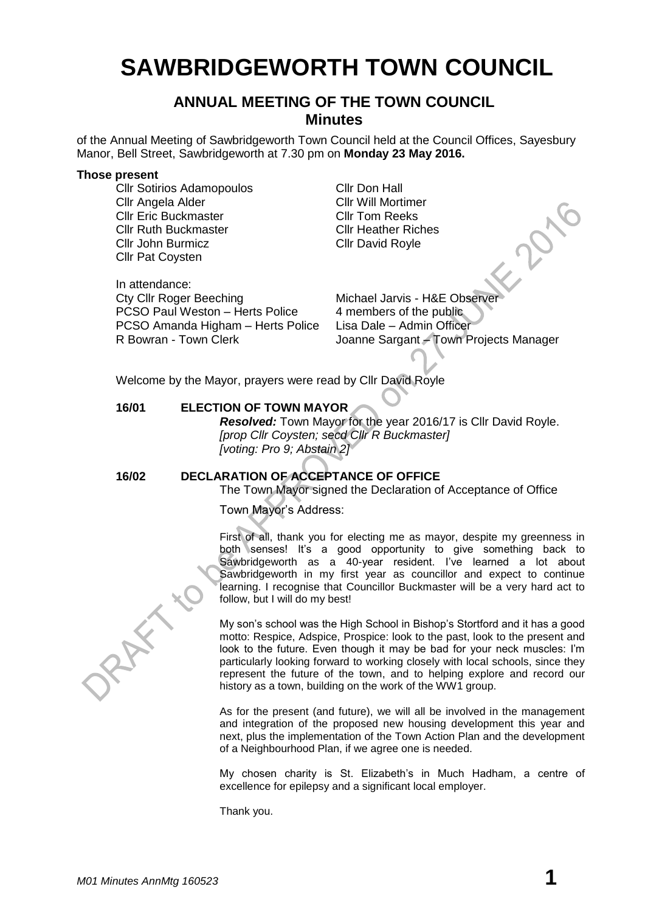# SAWBRIDGEWORTH TOWN COUNCIL

## ANNUAL MEETING OF THE TOWN COUNCIL
### Minutes

of the Annual Meeting of Sawbridgeworth Town Council held at the Council Offices, Sayesbury Manor, Bell Street, Sawbridgeworth at 7.30 pm on **Monday 23 May 2016.**

**Those present**

Cllr Sotirios Adamopoulos
Cllr Angela Alder
Cllr Eric Buckmaster
Cllr Ruth Buckmaster
Cllr John Burmicz
Cllr Pat Coysten
Cllr Don Hall
Cllr Will Mortimer
Cllr Tom Reeks
Cllr Heather Riches
Cllr David Royle

In attendance:

Cty Cllr Roger Beeching
PCSO Paul Weston – Herts Police
PCSO Amanda Higham – Herts Police
R Bowran - Town Clerk
Michael Jarvis - H&E Observer
4 members of the public
Lisa Dale – Admin Officer
Joanne Sargant – Town Projects Manager

Welcome by the Mayor, prayers were read by Cllr David Royle

**16/01 ELECTION OF TOWN MAYOR**

***Resolved:*** Town Mayor for the year 2016/17 is Cllr David Royle.
*[prop Cllr Coysten; secd Cllr R Buckmaster]*
*[voting: Pro 9; Abstain 2]*

**16/02 DECLARATION OF ACCEPTANCE OF OFFICE**

The Town Mayor signed the Declaration of Acceptance of Office

Town Mayor's Address:

First of all, thank you for electing me as mayor, despite my greenness in both senses! It's a good opportunity to give something back to Sawbridgeworth as a 40-year resident. I've learned a lot about Sawbridgeworth in my first year as councillor and expect to continue learning. I recognise that Councillor Buckmaster will be a very hard act to follow, but I will do my best!

My son's school was the High School in Bishop's Stortford and it has a good motto: Respice, Adspice, Prospice: look to the past, look to the present and look to the future. Even though it may be bad for your neck muscles: I'm particularly looking forward to working closely with local schools, since they represent the future of the town, and to helping explore and record our history as a town, building on the work of the WW1 group.

As for the present (and future), we will all be involved in the management and integration of the proposed new housing development this year and next, plus the implementation of the Town Action Plan and the development of a Neighbourhood Plan, if we agree one is needed.

My chosen charity is St. Elizabeth's in Much Hadham, a centre of excellence for epilepsy and a significant local employer.

Thank you.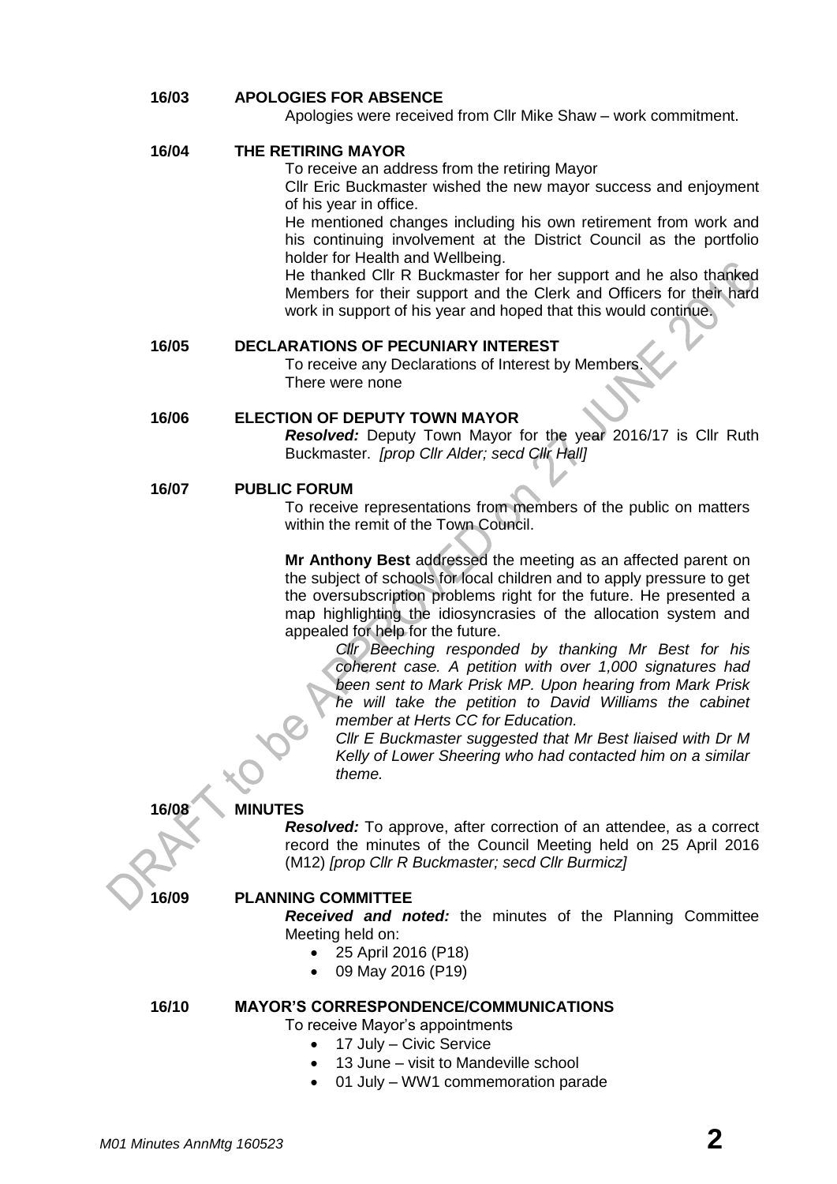**16/03 APOLOGIES FOR ABSENCE**

Apologies were received from Cllr Mike Shaw – work commitment.

**16/04 THE RETIRING MAYOR**

To receive an address from the retiring Mayor

Cllr Eric Buckmaster wished the new mayor success and enjoyment of his year in office.

He mentioned changes including his own retirement from work and his continuing involvement at the District Council as the portfolio holder for Health and Wellbeing.

He thanked Cllr R Buckmaster for her support and he also thanked Members for their support and the Clerk and Officers for their hard work in support of his year and hoped that this would continue.

**16/05 DECLARATIONS OF PECUNIARY INTEREST**

To receive any Declarations of Interest by Members.

There were none

**16/06 ELECTION OF DEPUTY TOWN MAYOR**

***Resolved:*** Deputy Town Mayor for the year 2016/17 is Cllr Ruth Buckmaster. *[prop Cllr Alder; secd Cllr Hall]*

**16/07 PUBLIC FORUM**

To receive representations from members of the public on matters within the remit of the Town Council.

**Mr Anthony Best** addressed the meeting as an affected parent on the subject of schools for local children and to apply pressure to get the oversubscription problems right for the future. He presented a map highlighting the idiosyncrasies of the allocation system and appealed for help for the future.

> *Cllr Beeching responded by thanking Mr Best for his coherent case. A petition with over 1,000 signatures had been sent to Mark Prisk MP. Upon hearing from Mark Prisk he will take the petition to David Williams the cabinet member at Herts CC for Education.*
>
> *Cllr E Buckmaster suggested that Mr Best liaised with Dr M Kelly of Lower Sheering who had contacted him on a similar theme.*

**16/08 MINUTES**

***Resolved:*** To approve, after correction of an attendee, as a correct record the minutes of the Council Meeting held on 25 April 2016 (M12) *[prop Cllr R Buckmaster; secd Cllr Burmicz]*

**16/09 PLANNING COMMITTEE**

***Received and noted:*** the minutes of the Planning Committee Meeting held on:

- 25 April 2016 (P18)
- 09 May 2016 (P19)

**16/10 MAYOR'S CORRESPONDENCE/COMMUNICATIONS**

To receive Mayor's appointments

- 17 July – Civic Service
- 13 June – visit to Mandeville school
- 01 July – WW1 commemoration parade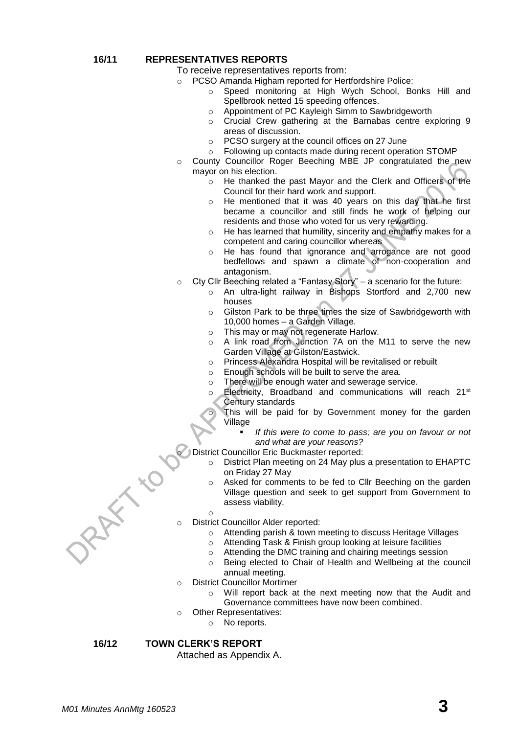## 16/11 REPRESENTATIVES REPORTS

To receive representatives reports from:

- PCSO Amanda Higham reported for Hertfordshire Police:
  - Speed monitoring at High Wych School, Bonks Hill and Spellbrook netted 15 speeding offences.
  - Appointment of PC Kayleigh Simm to Sawbridgeworth
  - Crucial Crew gathering at the Barnabas centre exploring 9 areas of discussion.
  - PCSO surgery at the council offices on 27 June
  - Following up contacts made during recent operation STOMP
- County Councillor Roger Beeching MBE JP congratulated the new mayor on his election.
  - He thanked the past Mayor and the Clerk and Officers of the Council for their hard work and support.
  - He mentioned that it was 40 years on this day that he first became a councillor and still finds he work of helping our residents and those who voted for us very rewarding.
  - He has learned that humility, sincerity and empathy makes for a competent and caring councillor whereas
  - He has found that ignorance and arrogance are not good bedfellows and spawn a climate of non-cooperation and antagonism.
- Cty Cllr Beeching related a "Fantasy Story" – a scenario for the future:
  - An ultra-light railway in Bishops Stortford and 2,700 new houses
  - Gilston Park to be three times the size of Sawbridgeworth with 10,000 homes – a Garden Village.
  - This may or may not regenerate Harlow.
  - A link road from Junction 7A on the M11 to serve the new Garden Village at Gilston/Eastwick.
  - Princess Alexandra Hospital will be revitalised or rebuilt
  - Enough schools will be built to serve the area.
  - There will be enough water and sewerage service.
  - Electricity, Broadband and communications will reach 21st Century standards
  - This will be paid for by Government money for the garden Village
    - *If this were to come to pass; are you on favour or not and what are your reasons?*
- District Councillor Eric Buckmaster reported:
  - District Plan meeting on 24 May plus a presentation to EHAPTC on Friday 27 May
  - Asked for comments to be fed to Cllr Beeching on the garden Village question and seek to get support from Government to assess viability.
- District Councillor Alder reported:
  - Attending parish & town meeting to discuss Heritage Villages
  - Attending Task & Finish group looking at leisure facilities
  - Attending the DMC training and chairing meetings session
  - Being elected to Chair of Health and Wellbeing at the council annual meeting.
- District Councillor Mortimer
  - Will report back at the next meeting now that the Audit and Governance committees have now been combined.
- Other Representatives:
  - No reports.

## 16/12 TOWN CLERK'S REPORT

Attached as Appendix A.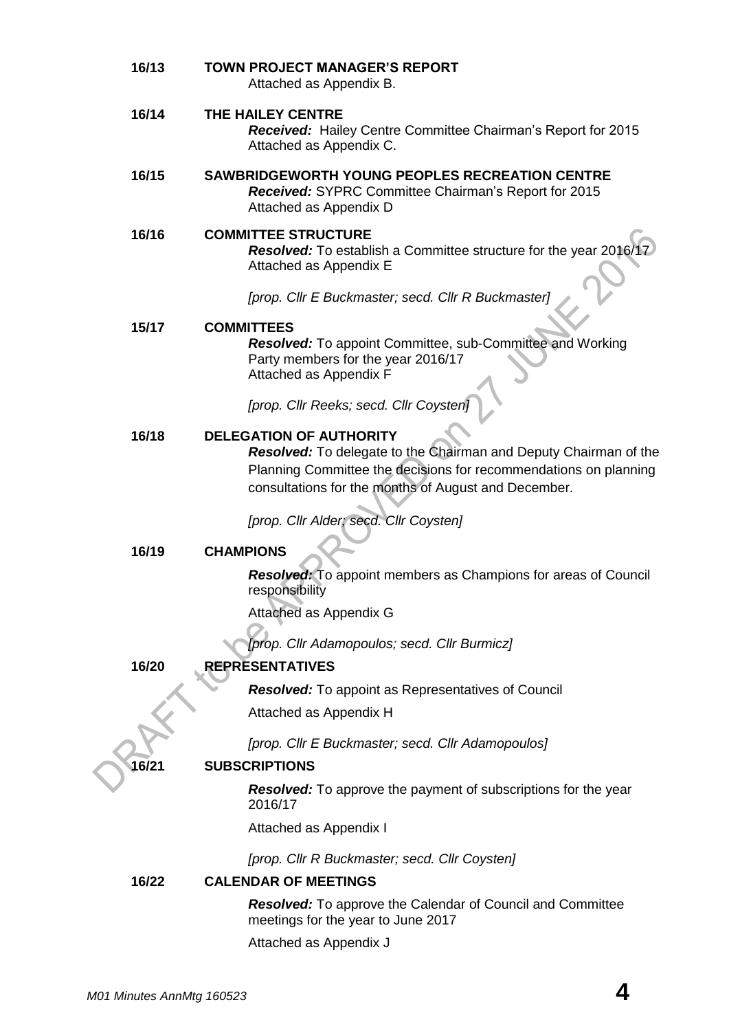**16/13 TOWN PROJECT MANAGER'S REPORT**

Attached as Appendix B.

**16/14 THE HAILEY CENTRE**

***Received:*** Hailey Centre Committee Chairman's Report for 2015 Attached as Appendix C.

**16/15 SAWBRIDGEWORTH YOUNG PEOPLES RECREATION CENTRE**

***Received:*** SYPRC Committee Chairman's Report for 2015 Attached as Appendix D

**16/16 COMMITTEE STRUCTURE**

***Resolved:*** To establish a Committee structure for the year 2016/17 Attached as Appendix E

*[prop. Cllr E Buckmaster; secd. Cllr R Buckmaster]*

**15/17 COMMITTEES**

***Resolved:*** To appoint Committee, sub-Committee and Working Party members for the year 2016/17
Attached as Appendix F

*[prop. Cllr Reeks; secd. Cllr Coysten]*

**16/18 DELEGATION OF AUTHORITY**

***Resolved:*** To delegate to the Chairman and Deputy Chairman of the Planning Committee the decisions for recommendations on planning consultations for the months of August and December.

*[prop. Cllr Alder; secd. Cllr Coysten]*

**16/19 CHAMPIONS**

***Resolved:*** To appoint members as Champions for areas of Council responsibility

Attached as Appendix G

*[prop. Cllr Adamopoulos; secd. Cllr Burmicz]*

**16/20 REPRESENTATIVES**

***Resolved:*** To appoint as Representatives of Council

Attached as Appendix H

*[prop. Cllr E Buckmaster; secd. Cllr Adamopoulos]*

**16/21 SUBSCRIPTIONS**

***Resolved:*** To approve the payment of subscriptions for the year 2016/17

Attached as Appendix I

*[prop. Cllr R Buckmaster; secd. Cllr Coysten]*

**16/22 CALENDAR OF MEETINGS**

***Resolved:*** To approve the Calendar of Council and Committee meetings for the year to June 2017

Attached as Appendix J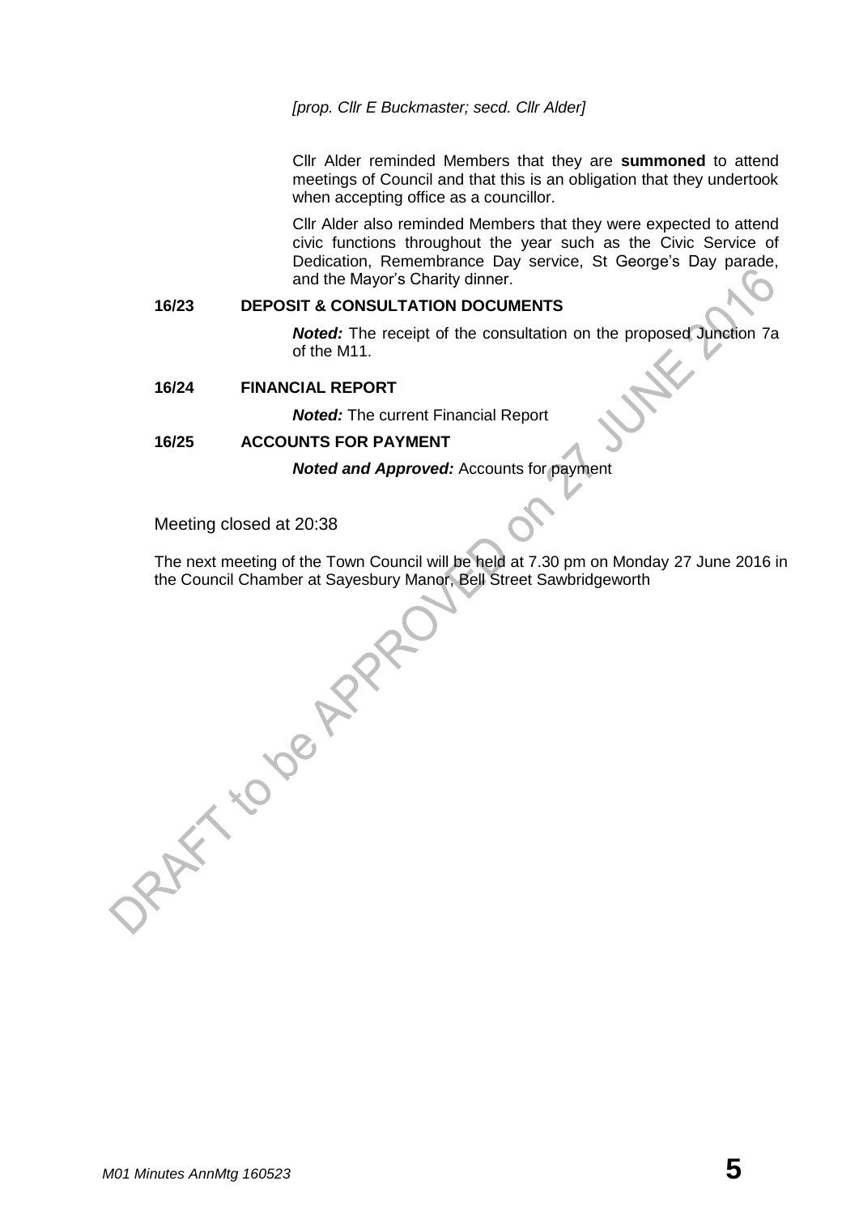*[prop. Cllr E Buckmaster; secd. Cllr Alder]*

Cllr Alder reminded Members that they are **summoned** to attend meetings of Council and that this is an obligation that they undertook when accepting office as a councillor.

Cllr Alder also reminded Members that they were expected to attend civic functions throughout the year such as the Civic Service of Dedication, Remembrance Day service, St George's Day parade, and the Mayor's Charity dinner.

**16/23 DEPOSIT & CONSULTATION DOCUMENTS**

***Noted:*** The receipt of the consultation on the proposed Junction 7a of the M11.

**16/24 FINANCIAL REPORT**

***Noted:*** The current Financial Report

**16/25 ACCOUNTS FOR PAYMENT**

***Noted and Approved:*** Accounts for payment

Meeting closed at 20:38

The next meeting of the Town Council will be held at 7.30 pm on Monday 27 June 2016 in the Council Chamber at Sayesbury Manor, Bell Street Sawbridgeworth

DRAFT to be APPROVED on 27 JUNE 2016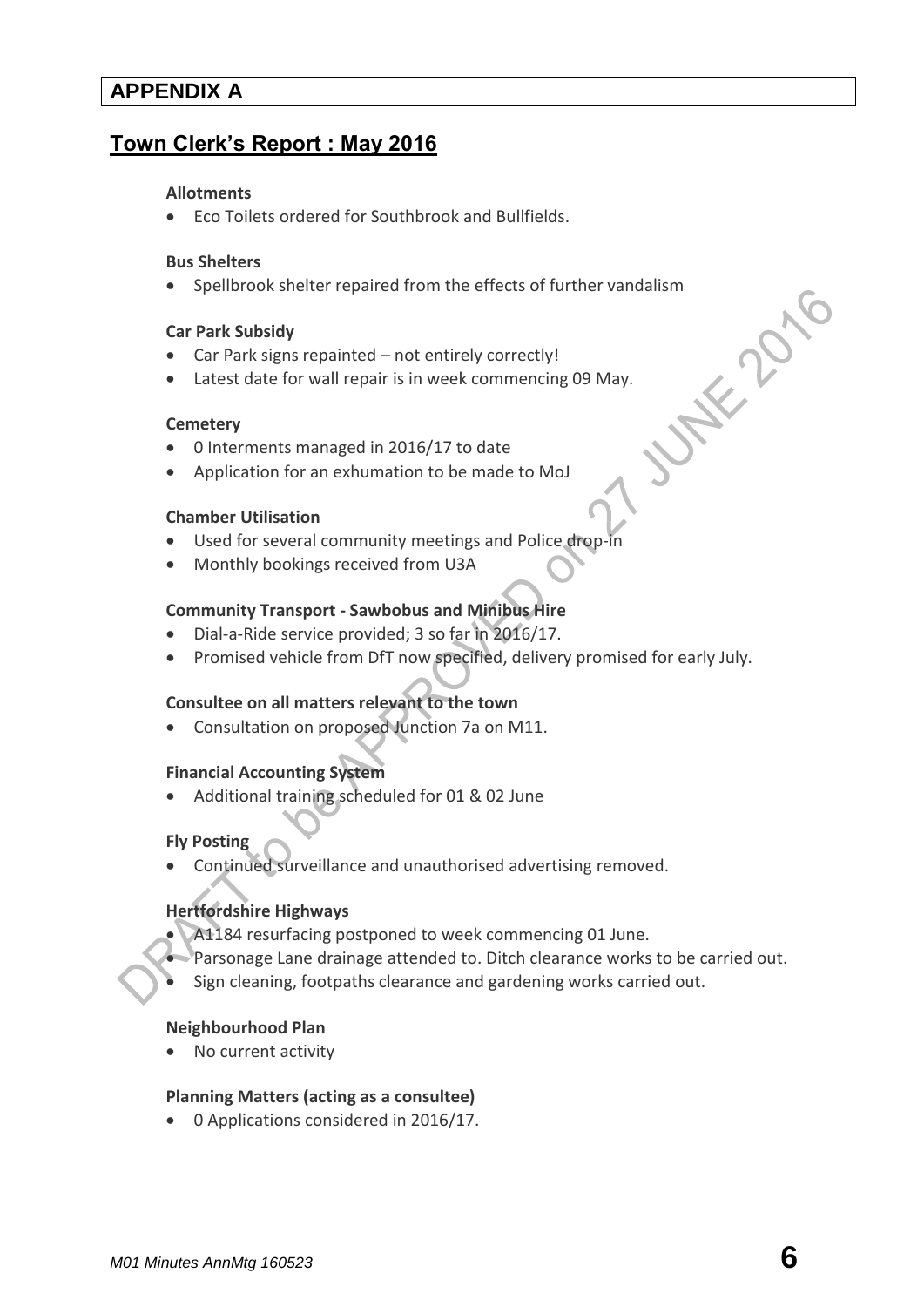## APPENDIX A

## Town Clerk's Report : May 2016

**Allotments**

- Eco Toilets ordered for Southbrook and Bullfields.

**Bus Shelters**

- Spellbrook shelter repaired from the effects of further vandalism

**Car Park Subsidy**

- Car Park signs repainted – not entirely correctly!
- Latest date for wall repair is in week commencing 09 May.

**Cemetery**

- 0 Interments managed in 2016/17 to date
- Application for an exhumation to be made to MoJ

**Chamber Utilisation**

- Used for several community meetings and Police drop-in
- Monthly bookings received from U3A

**Community Transport - Sawbobus and Minibus Hire**

- Dial-a-Ride service provided; 3 so far in 2016/17.
- Promised vehicle from DfT now specified, delivery promised for early July.

**Consultee on all matters relevant to the town**

- Consultation on proposed Junction 7a on M11.

**Financial Accounting System**

- Additional training scheduled for 01 & 02 June

**Fly Posting**

- Continued surveillance and unauthorised advertising removed.

**Hertfordshire Highways**

- A1184 resurfacing postponed to week commencing 01 June.
- Parsonage Lane drainage attended to. Ditch clearance works to be carried out.
- Sign cleaning, footpaths clearance and gardening works carried out.

**Neighbourhood Plan**

- No current activity

**Planning Matters (acting as a consultee)**

- 0 Applications considered in 2016/17.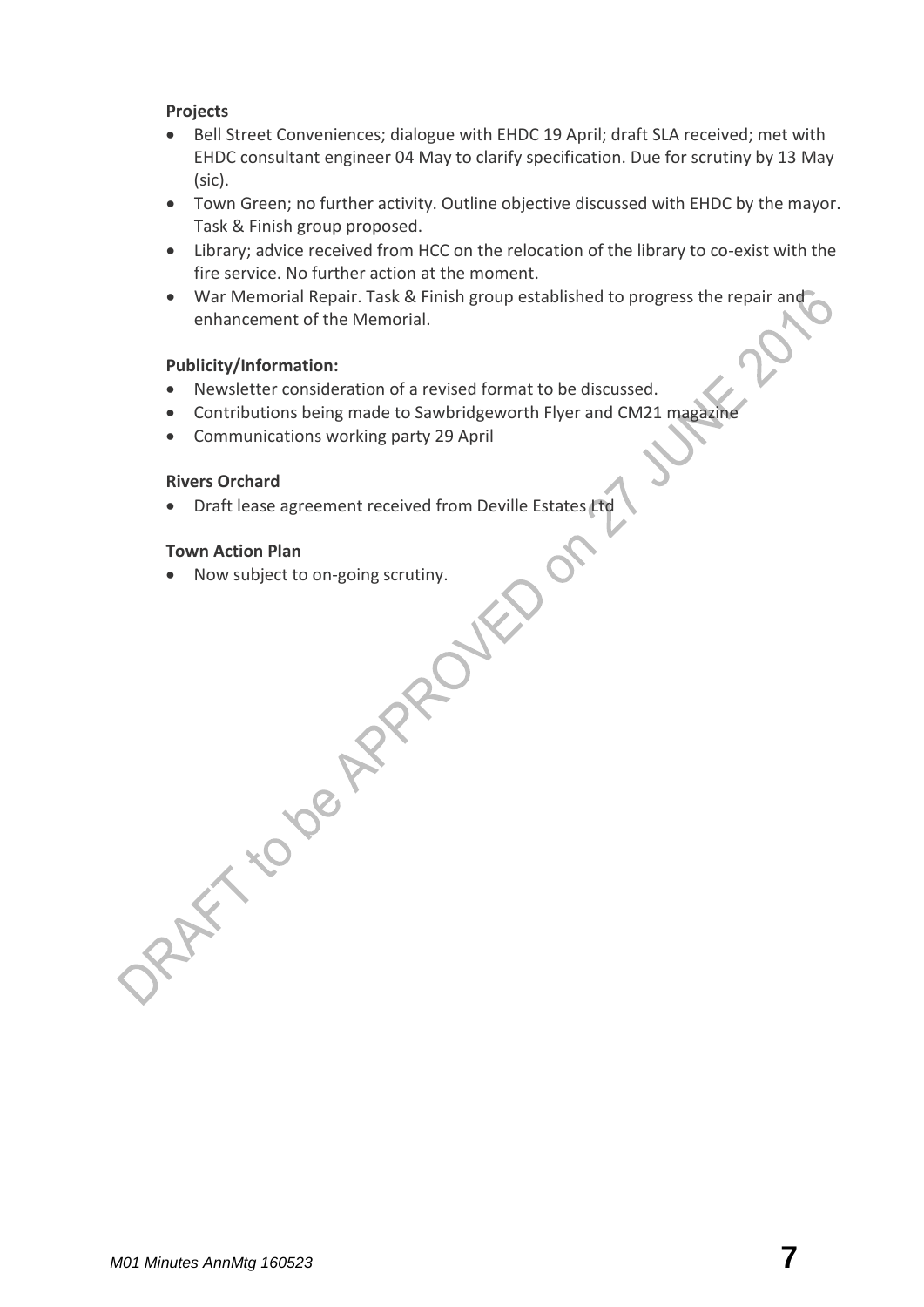**Projects**

- Bell Street Conveniences; dialogue with EHDC 19 April; draft SLA received; met with EHDC consultant engineer 04 May to clarify specification. Due for scrutiny by 13 May (sic).
- Town Green; no further activity. Outline objective discussed with EHDC by the mayor. Task & Finish group proposed.
- Library; advice received from HCC on the relocation of the library to co-exist with the fire service. No further action at the moment.
- War Memorial Repair. Task & Finish group established to progress the repair and enhancement of the Memorial.

**Publicity/Information:**

- Newsletter consideration of a revised format to be discussed.
- Contributions being made to Sawbridgeworth Flyer and CM21 magazine
- Communications working party 29 April

**Rivers Orchard**

- Draft lease agreement received from Deville Estates Ltd

**Town Action Plan**

- Now subject to on-going scrutiny.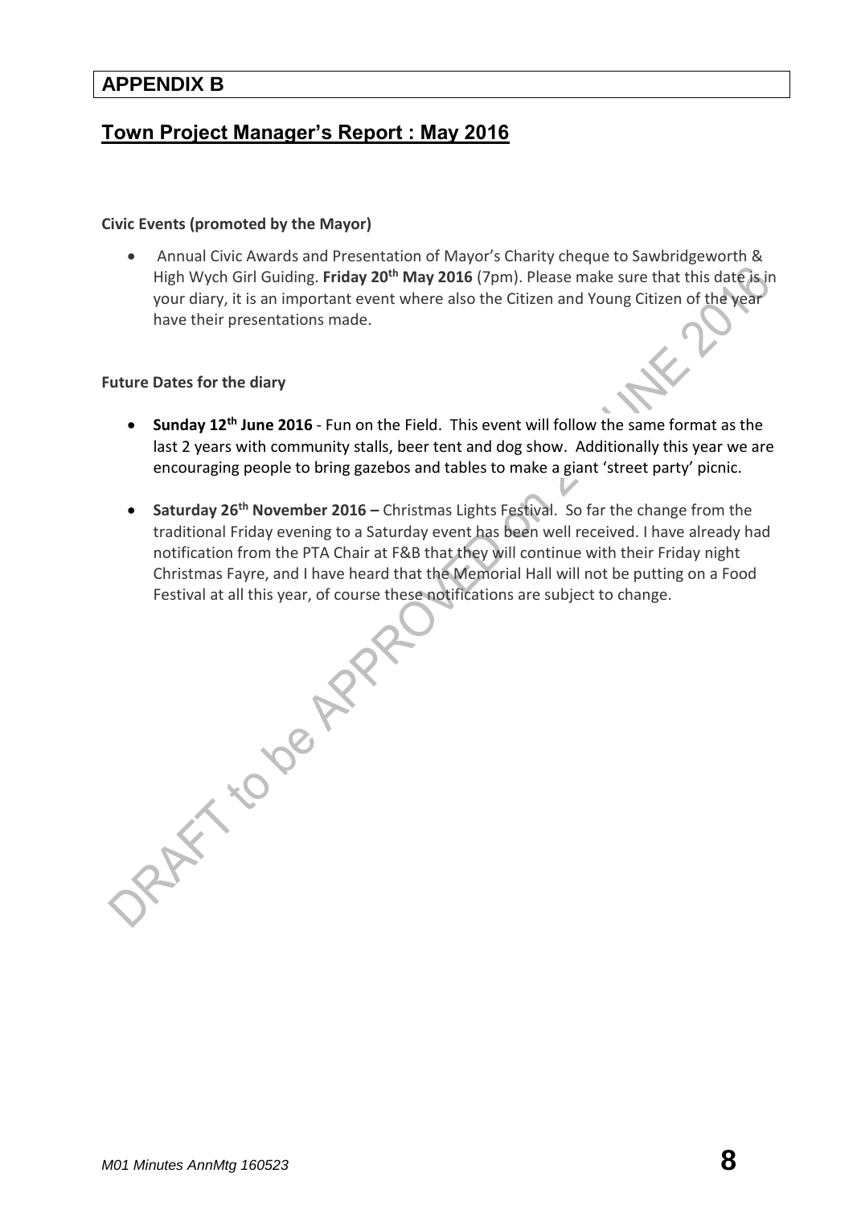## APPENDIX B

## Town Project Manager's Report : May 2016

**Civic Events (promoted by the Mayor)**

- Annual Civic Awards and Presentation of Mayor's Charity cheque to Sawbridgeworth & High Wych Girl Guiding. **Friday 20th May 2016** (7pm). Please make sure that this date is in your diary, it is an important event where also the Citizen and Young Citizen of the year have their presentations made.

**Future Dates for the diary**

- **Sunday 12th June 2016** - Fun on the Field. This event will follow the same format as the last 2 years with community stalls, beer tent and dog show. Additionally this year we are encouraging people to bring gazebos and tables to make a giant 'street party' picnic.
- **Saturday 26th November 2016 –** Christmas Lights Festival. So far the change from the traditional Friday evening to a Saturday event has been well received. I have already had notification from the PTA Chair at F&B that they will continue with their Friday night Christmas Fayre, and I have heard that the Memorial Hall will not be putting on a Food Festival at all this year, of course these notifications are subject to change.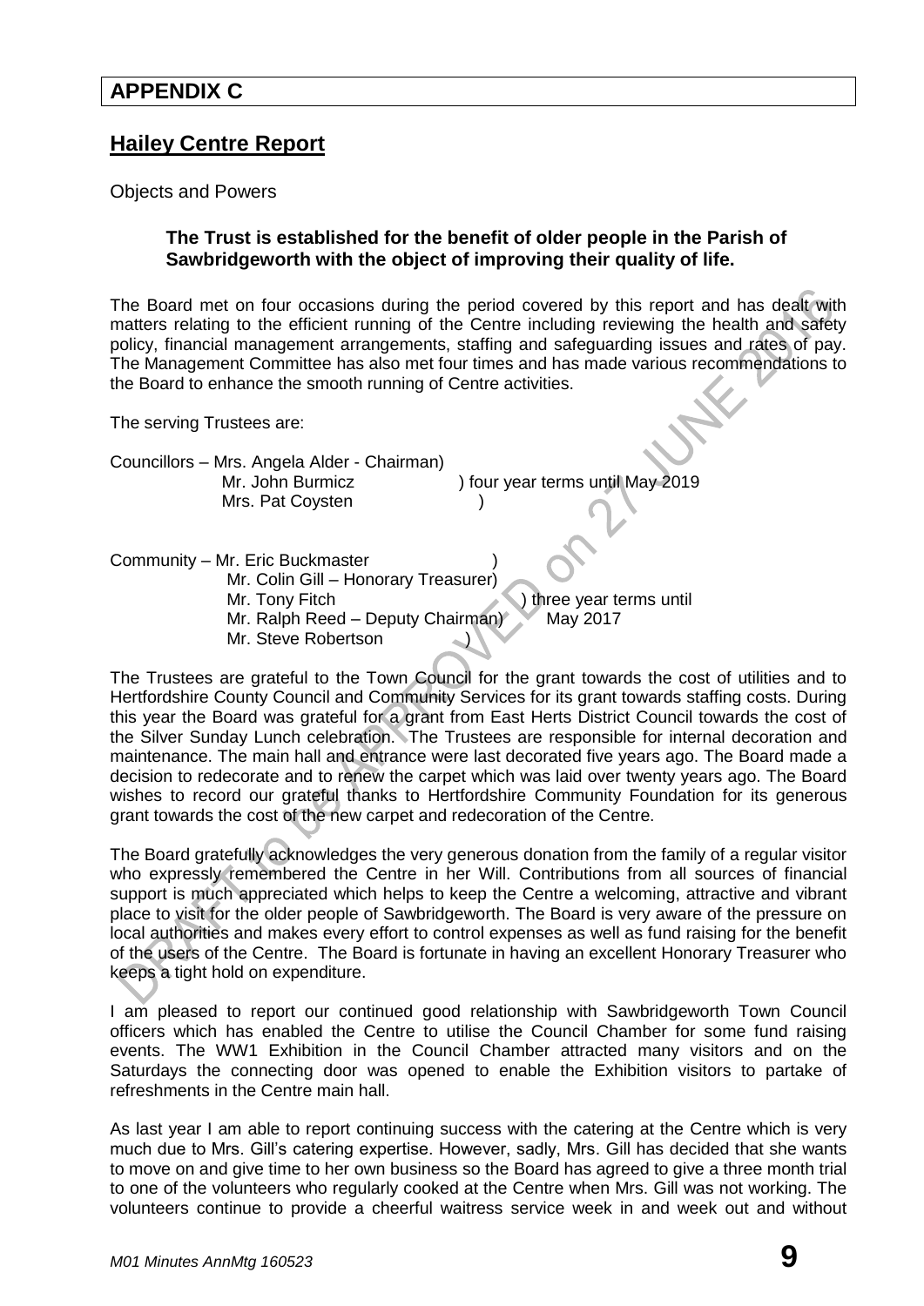## APPENDIX C

## Hailey Centre Report

Objects and Powers

**The Trust is established for the benefit of older people in the Parish of Sawbridgeworth with the object of improving their quality of life.**

The Board met on four occasions during the period covered by this report and has dealt with matters relating to the efficient running of the Centre including reviewing the health and safety policy, financial management arrangements, staffing and safeguarding issues and rates of pay. The Management Committee has also met four times and has made various recommendations to the Board to enhance the smooth running of Centre activities.

The serving Trustees are:

Councillors – Mrs. Angela Alder - Chairman)
Mr. John Burmicz ) four year terms until May 2019
Mrs. Pat Coysten )

Community – Mr. Eric Buckmaster )
Mr. Colin Gill – Honorary Treasurer)
Mr. Tony Fitch ) three year terms until
Mr. Ralph Reed – Deputy Chairman) May 2017
Mr. Steve Robertson )

The Trustees are grateful to the Town Council for the grant towards the cost of utilities and to Hertfordshire County Council and Community Services for its grant towards staffing costs. During this year the Board was grateful for a grant from East Herts District Council towards the cost of the Silver Sunday Lunch celebration. The Trustees are responsible for internal decoration and maintenance. The main hall and entrance were last decorated five years ago. The Board made a decision to redecorate and to renew the carpet which was laid over twenty years ago. The Board wishes to record our grateful thanks to Hertfordshire Community Foundation for its generous grant towards the cost of the new carpet and redecoration of the Centre.

The Board gratefully acknowledges the very generous donation from the family of a regular visitor who expressly remembered the Centre in her Will. Contributions from all sources of financial support is much appreciated which helps to keep the Centre a welcoming, attractive and vibrant place to visit for the older people of Sawbridgeworth. The Board is very aware of the pressure on local authorities and makes every effort to control expenses as well as fund raising for the benefit of the users of the Centre. The Board is fortunate in having an excellent Honorary Treasurer who keeps a tight hold on expenditure.

I am pleased to report our continued good relationship with Sawbridgeworth Town Council officers which has enabled the Centre to utilise the Council Chamber for some fund raising events. The WW1 Exhibition in the Council Chamber attracted many visitors and on the Saturdays the connecting door was opened to enable the Exhibition visitors to partake of refreshments in the Centre main hall.

As last year I am able to report continuing success with the catering at the Centre which is very much due to Mrs. Gill's catering expertise. However, sadly, Mrs. Gill has decided that she wants to move on and give time to her own business so the Board has agreed to give a three month trial to one of the volunteers who regularly cooked at the Centre when Mrs. Gill was not working. The volunteers continue to provide a cheerful waitress service week in and week out and without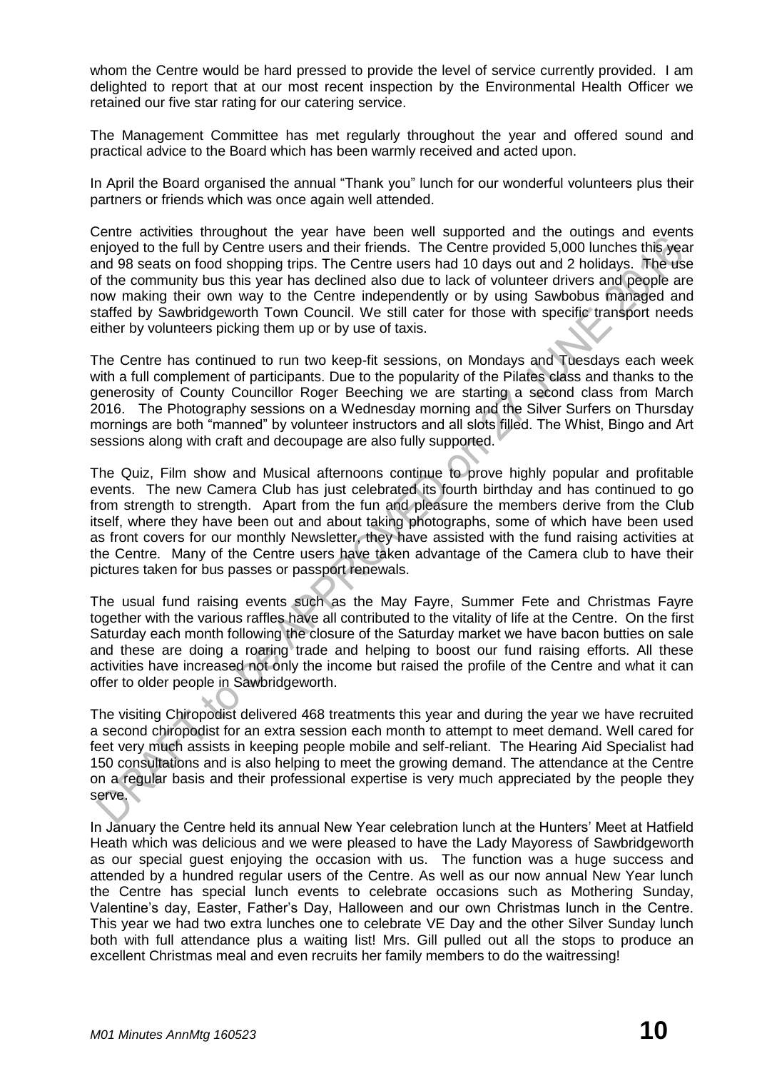whom the Centre would be hard pressed to provide the level of service currently provided. I am delighted to report that at our most recent inspection by the Environmental Health Officer we retained our five star rating for our catering service.

The Management Committee has met regularly throughout the year and offered sound and practical advice to the Board which has been warmly received and acted upon.

In April the Board organised the annual "Thank you" lunch for our wonderful volunteers plus their partners or friends which was once again well attended.

Centre activities throughout the year have been well supported and the outings and events enjoyed to the full by Centre users and their friends. The Centre provided 5,000 lunches this year and 98 seats on food shopping trips. The Centre users had 10 days out and 2 holidays. The use of the community bus this year has declined also due to lack of volunteer drivers and people are now making their own way to the Centre independently or by using Sawbobus managed and staffed by Sawbridgeworth Town Council. We still cater for those with specific transport needs either by volunteers picking them up or by use of taxis.

The Centre has continued to run two keep-fit sessions, on Mondays and Tuesdays each week with a full complement of participants. Due to the popularity of the Pilates class and thanks to the generosity of County Councillor Roger Beeching we are starting a second class from March 2016. The Photography sessions on a Wednesday morning and the Silver Surfers on Thursday mornings are both "manned" by volunteer instructors and all slots filled. The Whist, Bingo and Art sessions along with craft and decoupage are also fully supported.

The Quiz, Film show and Musical afternoons continue to prove highly popular and profitable events. The new Camera Club has just celebrated its fourth birthday and has continued to go from strength to strength. Apart from the fun and pleasure the members derive from the Club itself, where they have been out and about taking photographs, some of which have been used as front covers for our monthly Newsletter, they have assisted with the fund raising activities at the Centre. Many of the Centre users have taken advantage of the Camera club to have their pictures taken for bus passes or passport renewals.

The usual fund raising events such as the May Fayre, Summer Fete and Christmas Fayre together with the various raffles have all contributed to the vitality of life at the Centre. On the first Saturday each month following the closure of the Saturday market we have bacon butties on sale and these are doing a roaring trade and helping to boost our fund raising efforts. All these activities have increased not only the income but raised the profile of the Centre and what it can offer to older people in Sawbridgeworth.

The visiting Chiropodist delivered 468 treatments this year and during the year we have recruited a second chiropodist for an extra session each month to attempt to meet demand. Well cared for feet very much assists in keeping people mobile and self-reliant. The Hearing Aid Specialist had 150 consultations and is also helping to meet the growing demand. The attendance at the Centre on a regular basis and their professional expertise is very much appreciated by the people they serve.

In January the Centre held its annual New Year celebration lunch at the Hunters' Meet at Hatfield Heath which was delicious and we were pleased to have the Lady Mayoress of Sawbridgeworth as our special guest enjoying the occasion with us. The function was a huge success and attended by a hundred regular users of the Centre. As well as our now annual New Year lunch the Centre has special lunch events to celebrate occasions such as Mothering Sunday, Valentine's day, Easter, Father's Day, Halloween and our own Christmas lunch in the Centre. This year we had two extra lunches one to celebrate VE Day and the other Silver Sunday lunch both with full attendance plus a waiting list! Mrs. Gill pulled out all the stops to produce an excellent Christmas meal and even recruits her family members to do the waitressing!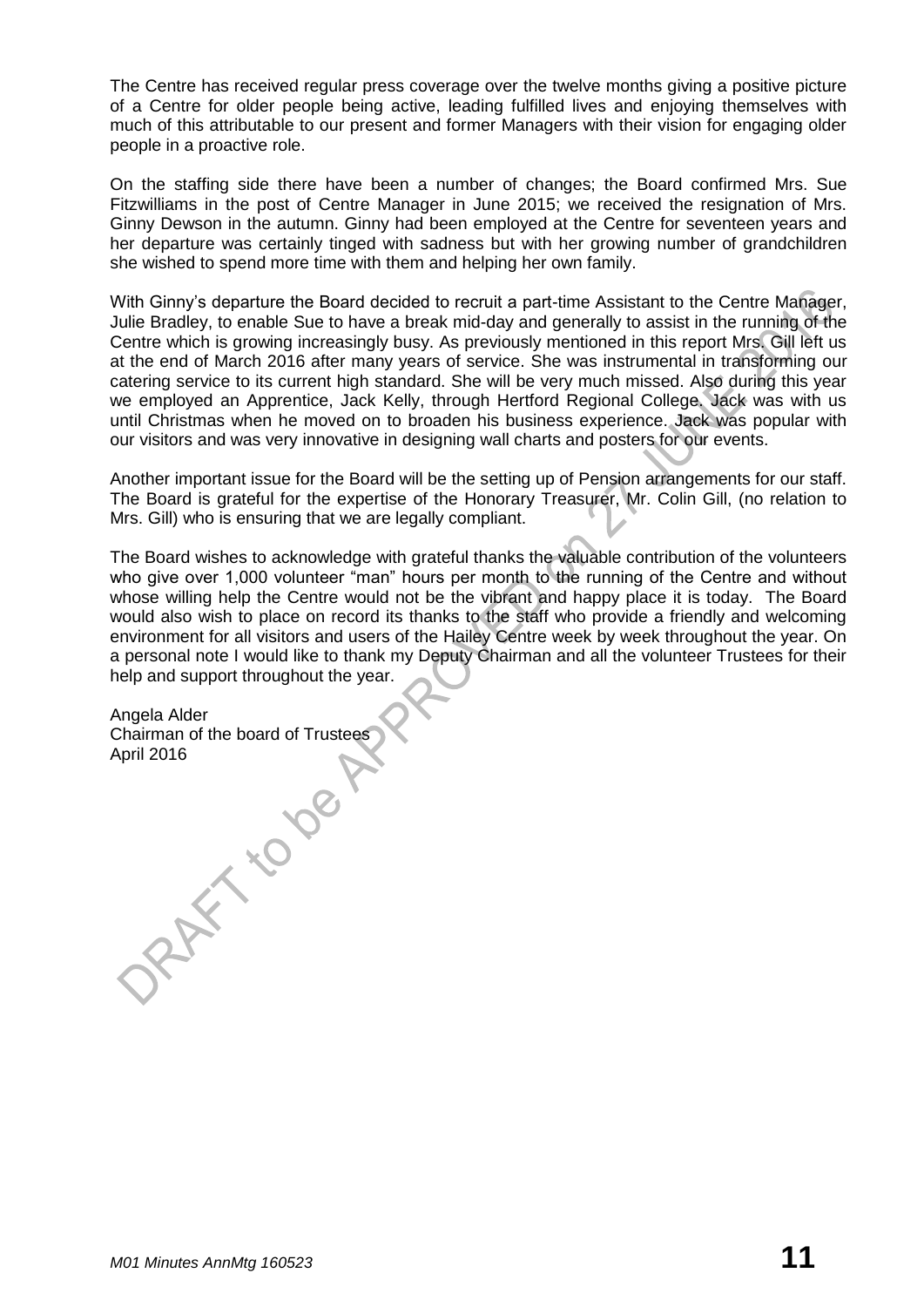The Centre has received regular press coverage over the twelve months giving a positive picture of a Centre for older people being active, leading fulfilled lives and enjoying themselves with much of this attributable to our present and former Managers with their vision for engaging older people in a proactive role.

On the staffing side there have been a number of changes; the Board confirmed Mrs. Sue Fitzwilliams in the post of Centre Manager in June 2015; we received the resignation of Mrs. Ginny Dewson in the autumn. Ginny had been employed at the Centre for seventeen years and her departure was certainly tinged with sadness but with her growing number of grandchildren she wished to spend more time with them and helping her own family.

With Ginny's departure the Board decided to recruit a part-time Assistant to the Centre Manager, Julie Bradley, to enable Sue to have a break mid-day and generally to assist in the running of the Centre which is growing increasingly busy. As previously mentioned in this report Mrs. Gill left us at the end of March 2016 after many years of service. She was instrumental in transforming our catering service to its current high standard. She will be very much missed. Also during this year we employed an Apprentice, Jack Kelly, through Hertford Regional College. Jack was with us until Christmas when he moved on to broaden his business experience. Jack was popular with our visitors and was very innovative in designing wall charts and posters for our events.

Another important issue for the Board will be the setting up of Pension arrangements for our staff. The Board is grateful for the expertise of the Honorary Treasurer, Mr. Colin Gill, (no relation to Mrs. Gill) who is ensuring that we are legally compliant.

The Board wishes to acknowledge with grateful thanks the valuable contribution of the volunteers who give over 1,000 volunteer "man" hours per month to the running of the Centre and without whose willing help the Centre would not be the vibrant and happy place it is today. The Board would also wish to place on record its thanks to the staff who provide a friendly and welcoming environment for all visitors and users of the Hailey Centre week by week throughout the year. On a personal note I would like to thank my Deputy Chairman and all the volunteer Trustees for their help and support throughout the year.

Angela Alder
Chairman of the board of Trustees
April 2016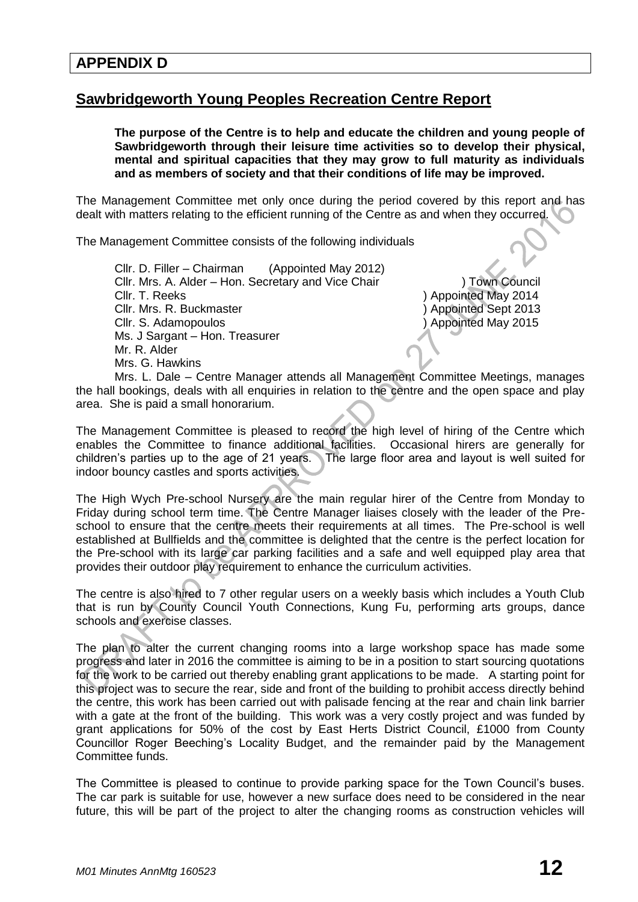## APPENDIX D

## Sawbridgeworth Young Peoples Recreation Centre Report

**The purpose of the Centre is to help and educate the children and young people of Sawbridgeworth through their leisure time activities so to develop their physical, mental and spiritual capacities that they may grow to full maturity as individuals and as members of society and that their conditions of life may be improved.**

The Management Committee met only once during the period covered by this report and has dealt with matters relating to the efficient running of the Centre as and when they occurred.

The Management Committee consists of the following individuals

Cllr. D. Filler – Chairman (Appointed May 2012)
Cllr. Mrs. A. Alder – Hon. Secretary and Vice Chair ) Town Council
Cllr. T. Reeks ) Appointed May 2014
Cllr. Mrs. R. Buckmaster ) Appointed Sept 2013
Cllr. S. Adamopoulos ) Appointed May 2015
Ms. J Sargant – Hon. Treasurer
Mr. R. Alder
Mrs. G. Hawkins

Mrs. L. Dale – Centre Manager attends all Management Committee Meetings, manages the hall bookings, deals with all enquiries in relation to the centre and the open space and play area. She is paid a small honorarium.

The Management Committee is pleased to record the high level of hiring of the Centre which enables the Committee to finance additional facilities. Occasional hirers are generally for children's parties up to the age of 21 years. The large floor area and layout is well suited for indoor bouncy castles and sports activities.

The High Wych Pre-school Nursery are the main regular hirer of the Centre from Monday to Friday during school term time. The Centre Manager liaises closely with the leader of the Pre-school to ensure that the centre meets their requirements at all times. The Pre-school is well established at Bullfields and the committee is delighted that the centre is the perfect location for the Pre-school with its large car parking facilities and a safe and well equipped play area that provides their outdoor play requirement to enhance the curriculum activities.

The centre is also hired to 7 other regular users on a weekly basis which includes a Youth Club that is run by County Council Youth Connections, Kung Fu, performing arts groups, dance schools and exercise classes.

The plan to alter the current changing rooms into a large workshop space has made some progress and later in 2016 the committee is aiming to be in a position to start sourcing quotations for the work to be carried out thereby enabling grant applications to be made. A starting point for this project was to secure the rear, side and front of the building to prohibit access directly behind the centre, this work has been carried out with palisade fencing at the rear and chain link barrier with a gate at the front of the building. This work was a very costly project and was funded by grant applications for 50% of the cost by East Herts District Council, £1000 from County Councillor Roger Beeching's Locality Budget, and the remainder paid by the Management Committee funds.

The Committee is pleased to continue to provide parking space for the Town Council's buses. The car park is suitable for use, however a new surface does need to be considered in the near future, this will be part of the project to alter the changing rooms as construction vehicles will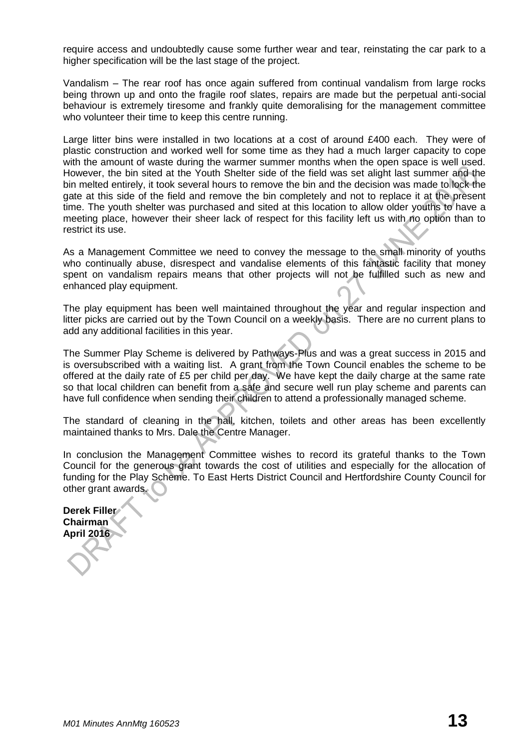require access and undoubtedly cause some further wear and tear, reinstating the car park to a higher specification will be the last stage of the project.

Vandalism – The rear roof has once again suffered from continual vandalism from large rocks being thrown up and onto the fragile roof slates, repairs are made but the perpetual anti-social behaviour is extremely tiresome and frankly quite demoralising for the management committee who volunteer their time to keep this centre running.

Large litter bins were installed in two locations at a cost of around £400 each. They were of plastic construction and worked well for some time as they had a much larger capacity to cope with the amount of waste during the warmer summer months when the open space is well used. However, the bin sited at the Youth Shelter side of the field was set alight last summer and the bin melted entirely, it took several hours to remove the bin and the decision was made to lock the gate at this side of the field and remove the bin completely and not to replace it at the present time. The youth shelter was purchased and sited at this location to allow older youths to have a meeting place, however their sheer lack of respect for this facility left us with no option than to restrict its use.

As a Management Committee we need to convey the message to the small minority of youths who continually abuse, disrespect and vandalise elements of this fantastic facility that money spent on vandalism repairs means that other projects will not be fulfilled such as new and enhanced play equipment.

The play equipment has been well maintained throughout the year and regular inspection and litter picks are carried out by the Town Council on a weekly basis. There are no current plans to add any additional facilities in this year.

The Summer Play Scheme is delivered by Pathways-Plus and was a great success in 2015 and is oversubscribed with a waiting list. A grant from the Town Council enables the scheme to be offered at the daily rate of £5 per child per day. We have kept the daily charge at the same rate so that local children can benefit from a safe and secure well run play scheme and parents can have full confidence when sending their children to attend a professionally managed scheme.

The standard of cleaning in the hall, kitchen, toilets and other areas has been excellently maintained thanks to Mrs. Dale the Centre Manager.

In conclusion the Management Committee wishes to record its grateful thanks to the Town Council for the generous grant towards the cost of utilities and especially for the allocation of funding for the Play Scheme. To East Herts District Council and Hertfordshire County Council for other grant awards.

**Derek Filler**
**Chairman**
**April 2016**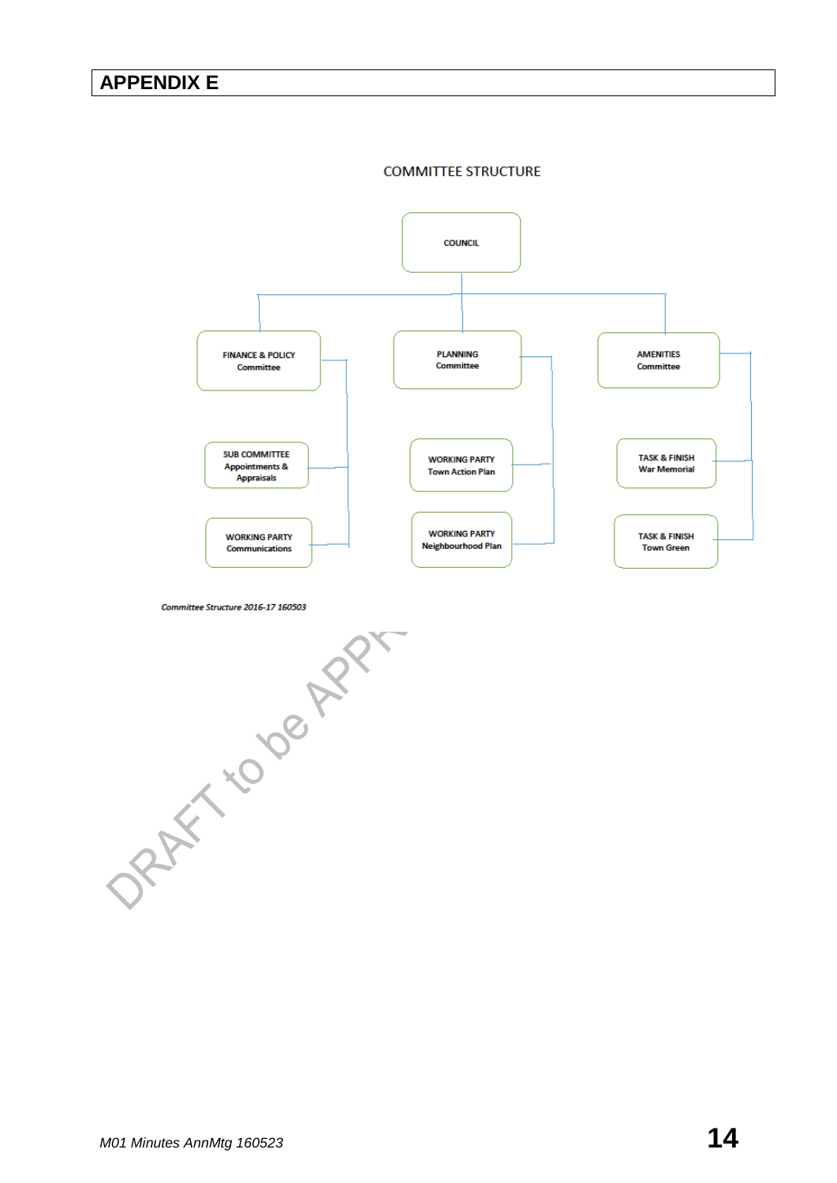# APPENDIX E

COMMITTEE STRUCTURE

- COUNCIL
  - FINANCE & POLICY Committee
    - SUB COMMITTEE Appointments & Appraisals
    - WORKING PARTY Communications
  - PLANNING Committee
    - WORKING PARTY Town Action Plan
    - WORKING PARTY Neighbourhood Plan
  - AMENITIES Committee
    - TASK & FINISH War Memorial
    - TASK & FINISH Town Green

*Committee Structure 2016-17 160503*

DRAFT to be APPR

*M01 Minutes AnnMtg 160523*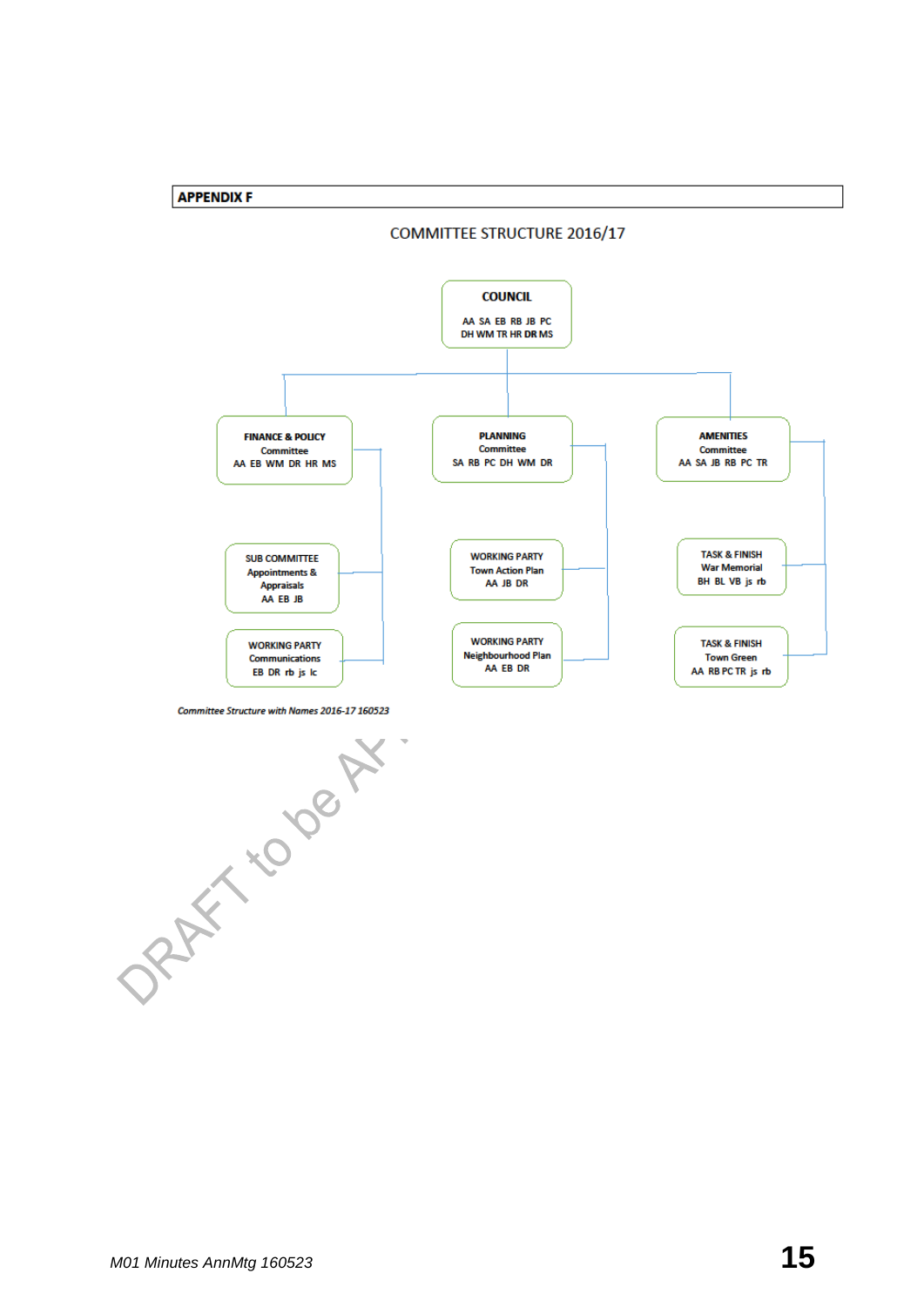**APPENDIX F**

## COMMITTEE STRUCTURE 2016/17

**COUNCIL**
AA SA EB RB JB PC DH WM TR HR DR MS

- **FINANCE & POLICY Committee**
  AA EB WM DR HR MS
  - **SUB COMMITTEE Appointments & Appraisals**
    AA EB JB
  - **WORKING PARTY Communications**
    EB DR rb js lc
- **PLANNING Committee**
  SA RB PC DH WM DR
  - **WORKING PARTY Town Action Plan**
    AA JB DR
  - **WORKING PARTY Neighbourhood Plan**
    AA EB DR
- **AMENITIES Committee**
  AA SA JB RB PC TR
  - **TASK & FINISH War Memorial**
    BH BL VB js rb
  - **TASK & FINISH Town Green**
    AA RB PC TR js rb

*Committee Structure with Names 2016-17 160523*

DRAFT to be AP...

M01 Minutes AnnMtg 160523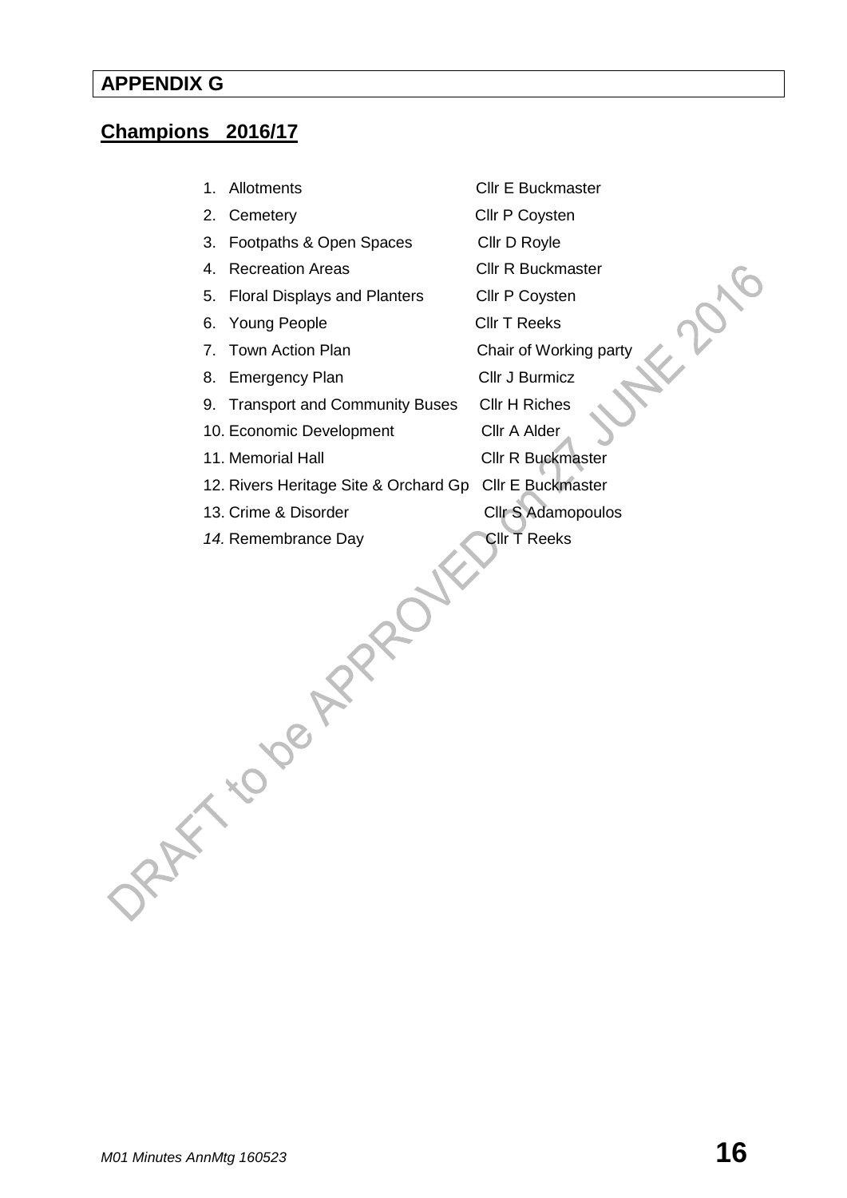**APPENDIX G**

## Champions 2016/17

| | | |
|---|---|---|
| 1. | Allotments | Cllr E Buckmaster |
| 2. | Cemetery | Cllr P Coysten |
| 3. | Footpaths & Open Spaces | Cllr D Royle |
| 4. | Recreation Areas | Cllr R Buckmaster |
| 5. | Floral Displays and Planters | Cllr P Coysten |
| 6. | Young People | Cllr T Reeks |
| 7. | Town Action Plan | Chair of Working party |
| 8. | Emergency Plan | Cllr J Burmicz |
| 9. | Transport and Community Buses | Cllr H Riches |
| 10. | Economic Development | Cllr A Alder |
| 11. | Memorial Hall | Cllr R Buckmaster |
| 12. | Rivers Heritage Site & Orchard Gp | Cllr E Buckmaster |
| 13. | Crime & Disorder | Cllr S Adamopoulos |
| *14.* | Remembrance Day | Cllr T Reeks |

DRAFT to be APPROVED on 27 JUNE 2016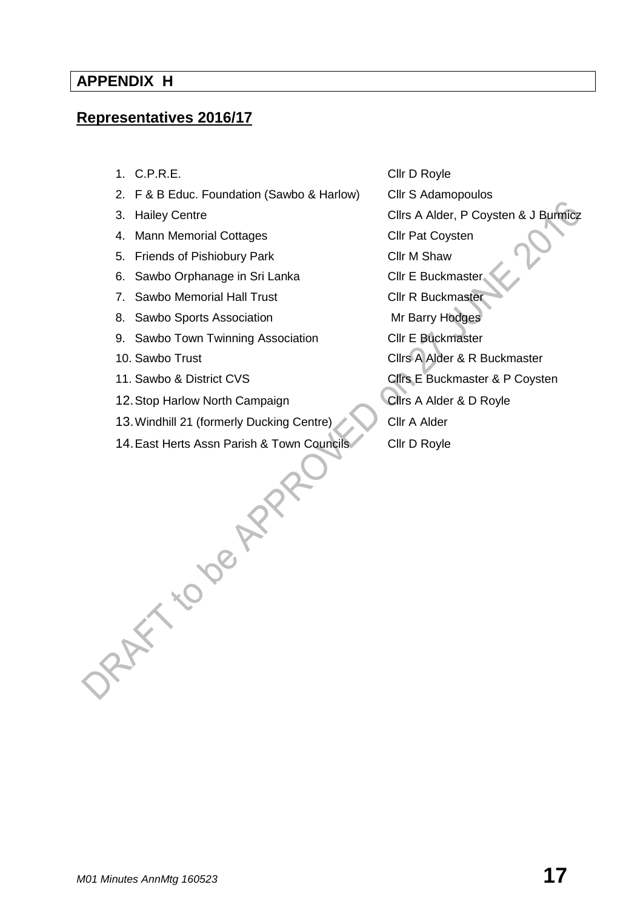## APPENDIX H

## Representatives 2016/17

| | |
|---|---|
| 1. C.P.R.E. | Cllr D Royle |
| 2. F & B Educ. Foundation (Sawbo & Harlow) | Cllr S Adamopoulos |
| 3. Hailey Centre | Cllrs A Alder, P Coysten & J Burmicz |
| 4. Mann Memorial Cottages | Cllr Pat Coysten |
| 5. Friends of Pishiobury Park | Cllr M Shaw |
| 6. Sawbo Orphanage in Sri Lanka | Cllr E Buckmaster |
| 7. Sawbo Memorial Hall Trust | Cllr R Buckmaster |
| 8. Sawbo Sports Association | Mr Barry Hodges |
| 9. Sawbo Town Twinning Association | Cllr E Buckmaster |
| 10. Sawbo Trust | Cllrs A Alder & R Buckmaster |
| 11. Sawbo & District CVS | Cllrs E Buckmaster & P Coysten |
| 12. Stop Harlow North Campaign | Cllrs A Alder & D Royle |
| 13. Windhill 21 (formerly Ducking Centre) | Cllr A Alder |
| 14. East Herts Assn Parish & Town Councils | Cllr D Royle |

DRAFT to be APPROVED on 27 JUNE 2016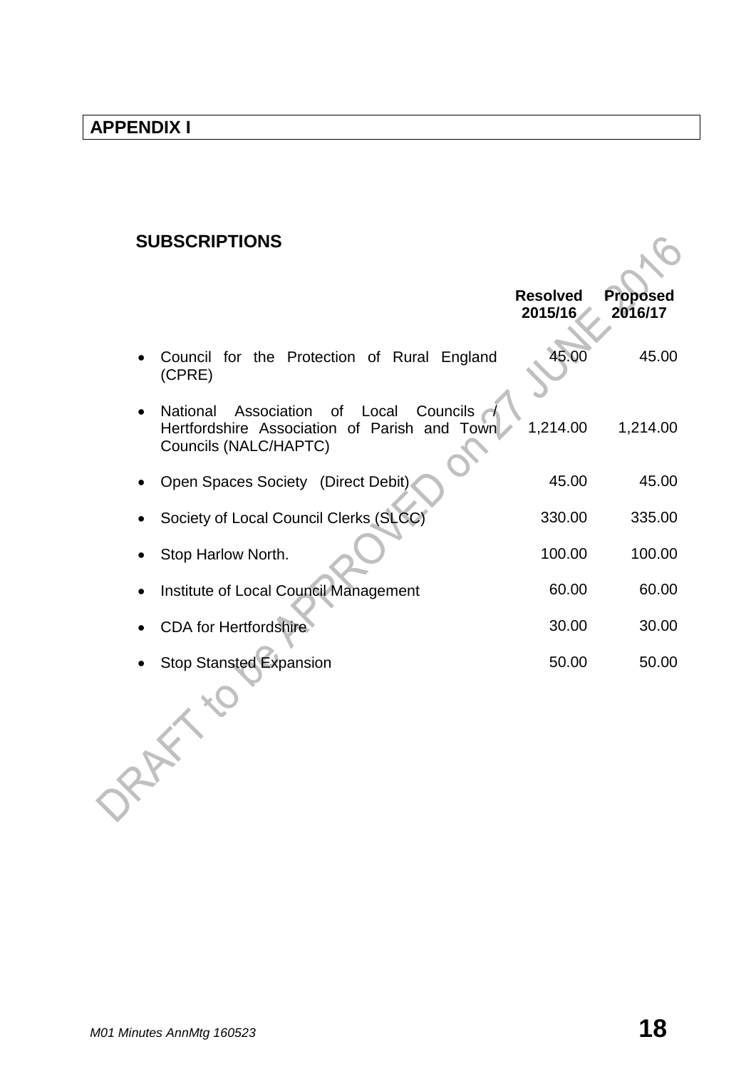## APPENDIX I

### SUBSCRIPTIONS

| | Resolved 2015/16 | Proposed 2016/17 |
|---|---|---|
| • Council for the Protection of Rural England (CPRE) | 45.00 | 45.00 |
| • National Association of Local Councils / Hertfordshire Association of Parish and Town Councils (NALC/HAPTC) | 1,214.00 | 1,214.00 |
| • Open Spaces Society (Direct Debit) | 45.00 | 45.00 |
| • Society of Local Council Clerks (SLCC) | 330.00 | 335.00 |
| • Stop Harlow North. | 100.00 | 100.00 |
| • Institute of Local Council Management | 60.00 | 60.00 |
| • CDA for Hertfordshire | 30.00 | 30.00 |
| • Stop Stansted Expansion | 50.00 | 50.00 |

DRAFT to be APPROVED on 27 JUNE 2016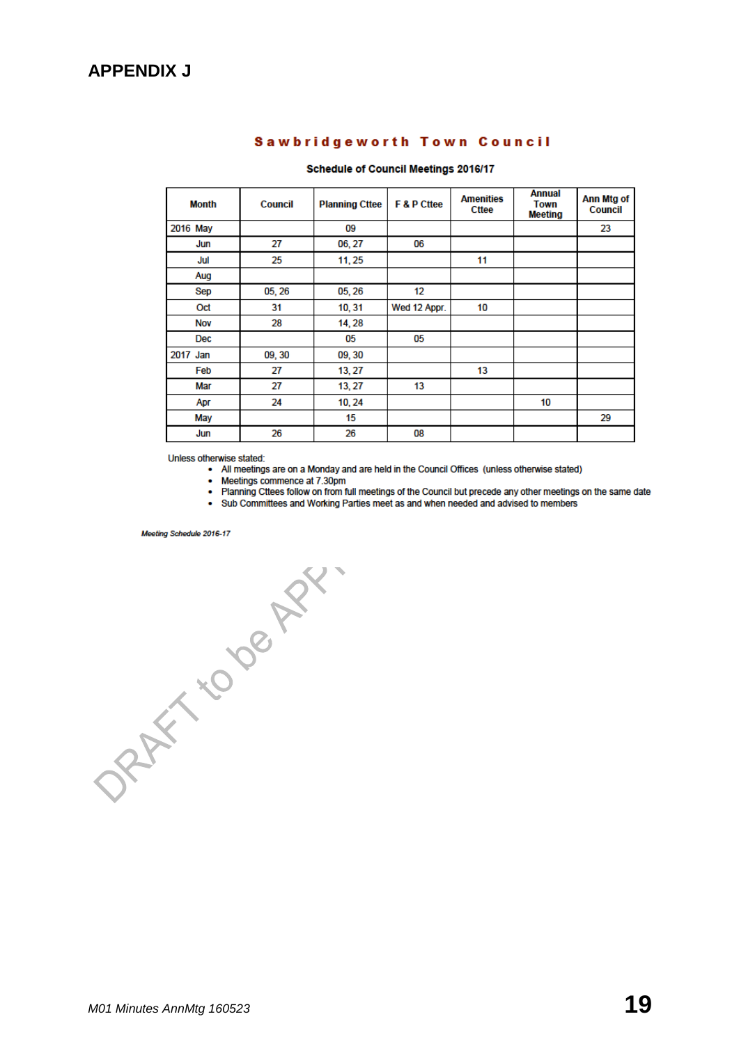# APPENDIX J

## Sawbridgeworth Town Council

### Schedule of Council Meetings 2016/17

| Month | Council | Planning Cttee | F & P Cttee | Amenities Cttee | Annual Town Meeting | Ann Mtg of Council |
|---|---|---|---|---|---|---|
| 2016 May | | 09 | | | | 23 |
| Jun | 27 | 06, 27 | 06 | | | |
| Jul | 25 | 11, 25 | | 11 | | |
| Aug | | | | | | |
| Sep | 05, 26 | 05, 26 | 12 | | | |
| Oct | 31 | 10, 31 | Wed 12 Appr. | 10 | | |
| Nov | 28 | 14, 28 | | | | |
| Dec | | 05 | 05 | | | |
| 2017 Jan | 09, 30 | 09, 30 | | | | |
| Feb | 27 | 13, 27 | | 13 | | |
| Mar | 27 | 13, 27 | 13 | | | |
| Apr | 24 | 10, 24 | | | 10 | |
| May | | 15 | | | | 29 |
| Jun | 26 | 26 | 08 | | | |

Unless otherwise stated:

- All meetings are on a Monday and are held in the Council Offices (unless otherwise stated)
- Meetings commence at 7.30pm
- Planning Cttees follow on from full meetings of the Council but precede any other meetings on the same date
- Sub Committees and Working Parties meet as and when needed and advised to members

*Meeting Schedule 2016-17*

DRAFT to be APP